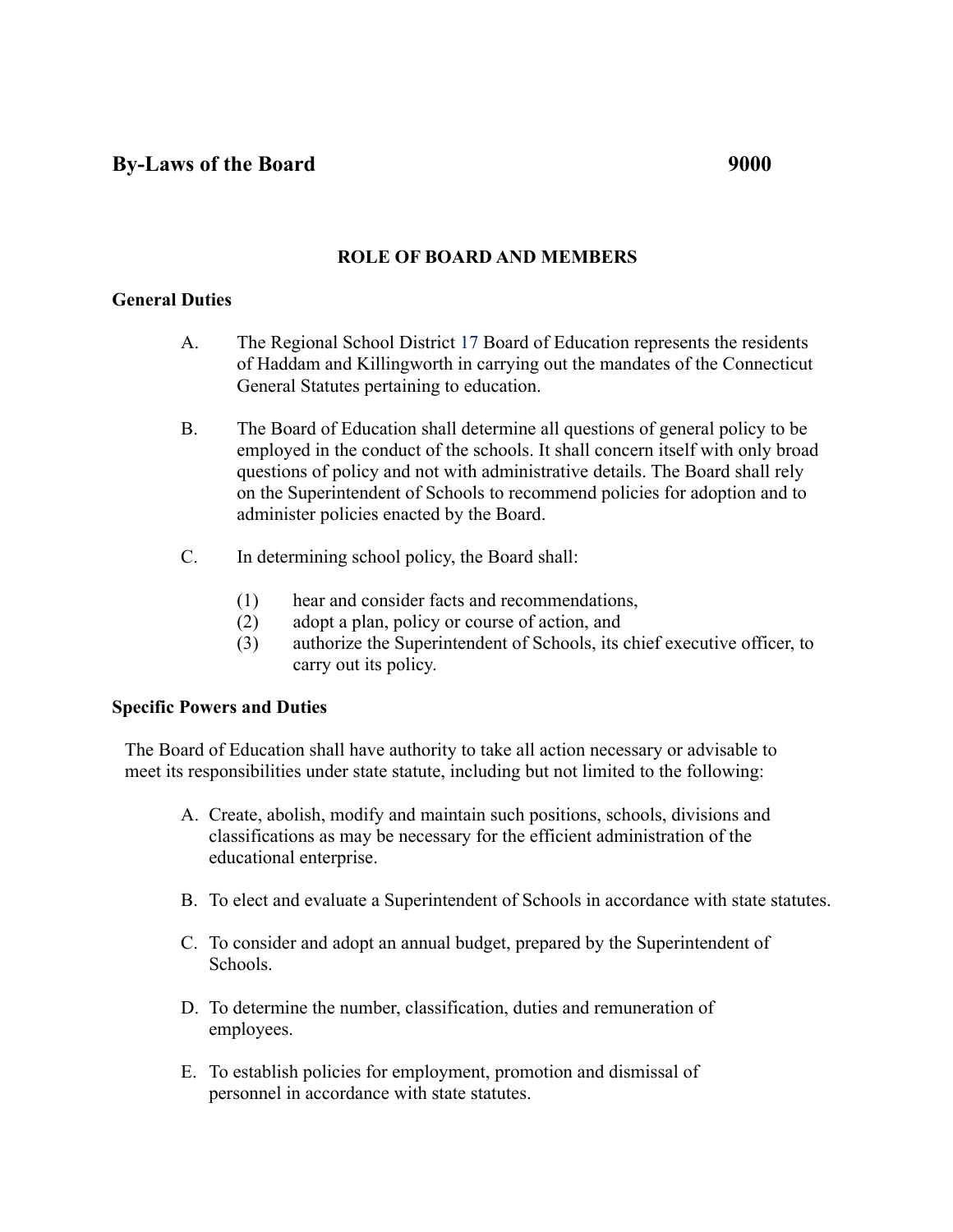# By-Laws of the Board 9000

## ROLE OF BOARD AND MEMBERS

### General Duties

A. The Regional School District 17 Board of Education represents the residents of Haddam and Killingworth in carrying out the mandates of the Connecticut General Statutes pertaining to education.

B. The Board of Education shall determine all questions of general policy to be employed in the conduct of the schools. It shall concern itself with only broad questions of policy and not with administrative details. The Board shall rely on the Superintendent of Schools to recommend policies for adoption and to administer policies enacted by the Board.

C. In determining school policy, the Board shall:

   (1) hear and consider facts and recommendations,
   (2) adopt a plan, policy or course of action, and
   (3) authorize the Superintendent of Schools, its chief executive officer, to carry out its policy.

### Specific Powers and Duties

The Board of Education shall have authority to take all action necessary or advisable to meet its responsibilities under state statute, including but not limited to the following:

A. Create, abolish, modify and maintain such positions, schools, divisions and classifications as may be necessary for the efficient administration of the educational enterprise.

B. To elect and evaluate a Superintendent of Schools in accordance with state statutes.

C. To consider and adopt an annual budget, prepared by the Superintendent of Schools.

D. To determine the number, classification, duties and remuneration of employees.

E. To establish policies for employment, promotion and dismissal of personnel in accordance with state statutes.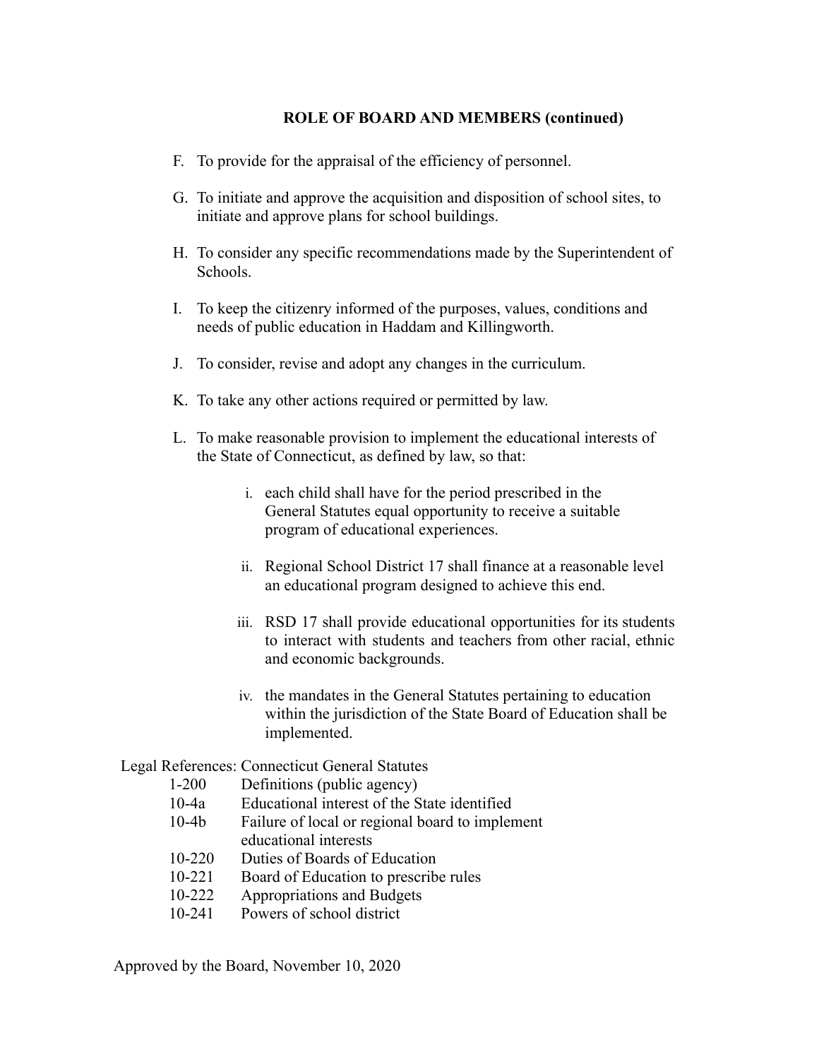**ROLE OF BOARD AND MEMBERS (continued)**

F. To provide for the appraisal of the efficiency of personnel.

G. To initiate and approve the acquisition and disposition of school sites, to initiate and approve plans for school buildings.

H. To consider any specific recommendations made by the Superintendent of Schools.

I. To keep the citizenry informed of the purposes, values, conditions and needs of public education in Haddam and Killingworth.

J. To consider, revise and adopt any changes in the curriculum.

K. To take any other actions required or permitted by law.

L. To make reasonable provision to implement the educational interests of the State of Connecticut, as defined by law, so that:

   i. each child shall have for the period prescribed in the General Statutes equal opportunity to receive a suitable program of educational experiences.

   ii. Regional School District 17 shall finance at a reasonable level an educational program designed to achieve this end.

   iii. RSD 17 shall provide educational opportunities for its students to interact with students and teachers from other racial, ethnic and economic backgrounds.

   iv. the mandates in the General Statutes pertaining to education within the jurisdiction of the State Board of Education shall be implemented.

Legal References: Connecticut General Statutes

| | |
|---|---|
| 1-200 | Definitions (public agency) |
| 10-4a | Educational interest of the State identified |
| 10-4b | Failure of local or regional board to implement educational interests |
| 10-220 | Duties of Boards of Education |
| 10-221 | Board of Education to prescribe rules |
| 10-222 | Appropriations and Budgets |
| 10-241 | Powers of school district |

Approved by the Board, November 10, 2020